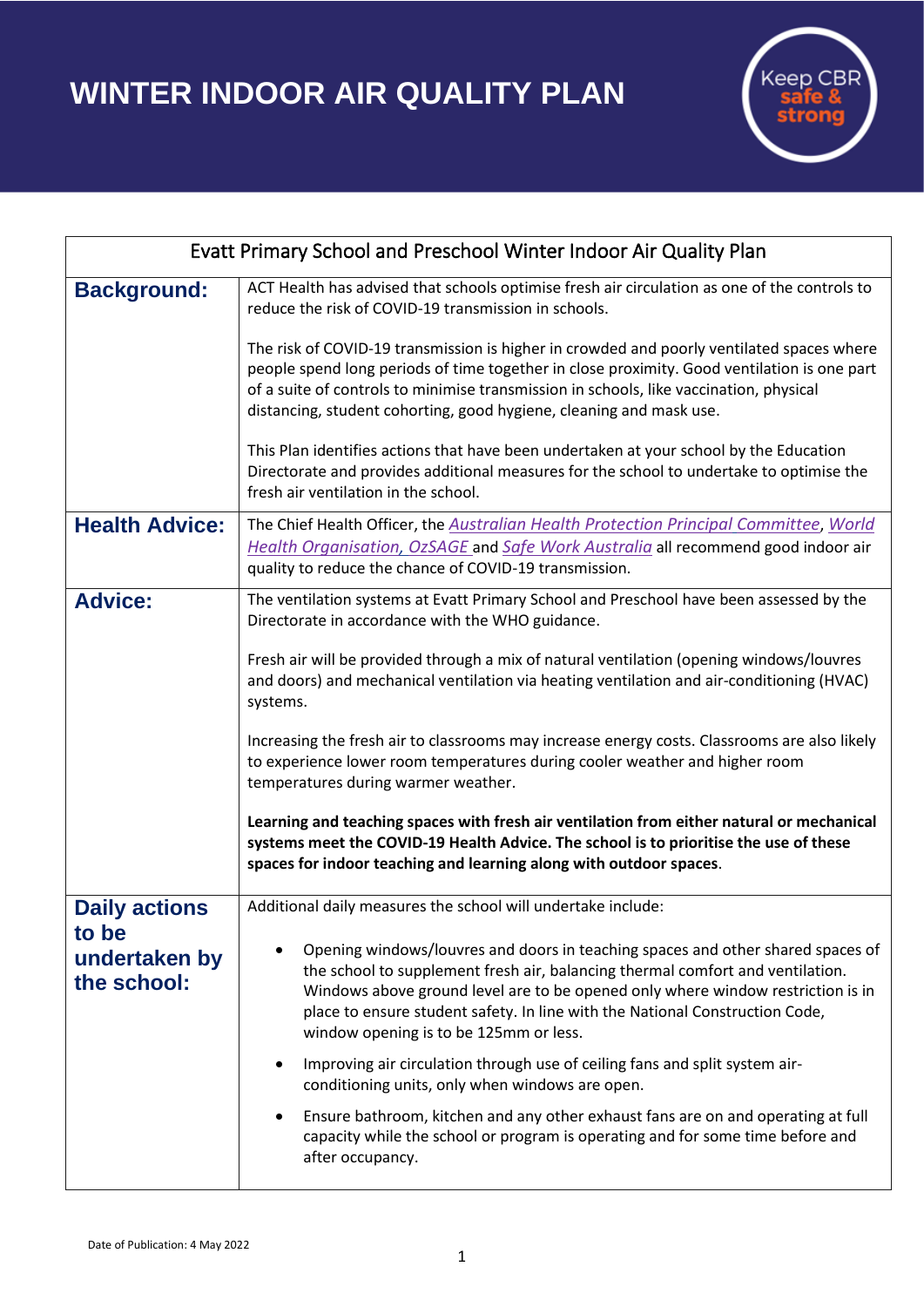# WINTER INDOOR AIR QUALITY PLAN

Keep CBR safe & strong

| Evatt Primary School and Preschool Winter Indoor Air Quality Plan | |
|---|---|
| **Background:** | ACT Health has advised that schools optimise fresh air circulation as one of the controls to reduce the risk of COVID-19 transmission in schools.<br><br>The risk of COVID-19 transmission is higher in crowded and poorly ventilated spaces where people spend long periods of time together in close proximity. Good ventilation is one part of a suite of controls to minimise transmission in schools, like vaccination, physical distancing, student cohorting, good hygiene, cleaning and mask use.<br><br>This Plan identifies actions that have been undertaken at your school by the Education Directorate and provides additional measures for the school to undertake to optimise the fresh air ventilation in the school. |
| **Health Advice:** | The Chief Health Officer, the *Australian Health Protection Principal Committee*, *World Health Organisation, OzSAGE* and *Safe Work Australia* all recommend good indoor air quality to reduce the chance of COVID-19 transmission. |
| **Advice:** | The ventilation systems at Evatt Primary School and Preschool have been assessed by the Directorate in accordance with the WHO guidance.<br><br>Fresh air will be provided through a mix of natural ventilation (opening windows/louvres and doors) and mechanical ventilation via heating ventilation and air-conditioning (HVAC) systems.<br><br>Increasing the fresh air to classrooms may increase energy costs. Classrooms are also likely to experience lower room temperatures during cooler weather and higher room temperatures during warmer weather.<br><br>**Learning and teaching spaces with fresh air ventilation from either natural or mechanical systems meet the COVID-19 Health Advice. The school is to prioritise the use of these spaces for indoor teaching and learning along with outdoor spaces**. |
| **Daily actions to be undertaken by the school:** | Additional daily measures the school will undertake include:<br><br>• Opening windows/louvres and doors in teaching spaces and other shared spaces of the school to supplement fresh air, balancing thermal comfort and ventilation. Windows above ground level are to be opened only where window restriction is in place to ensure student safety. In line with the National Construction Code, window opening is to be 125mm or less.<br><br>• Improving air circulation through use of ceiling fans and split system air-conditioning units, only when windows are open.<br><br>• Ensure bathroom, kitchen and any other exhaust fans are on and operating at full capacity while the school or program is operating and for some time before and after occupancy. |

Date of Publication: 4 May 2022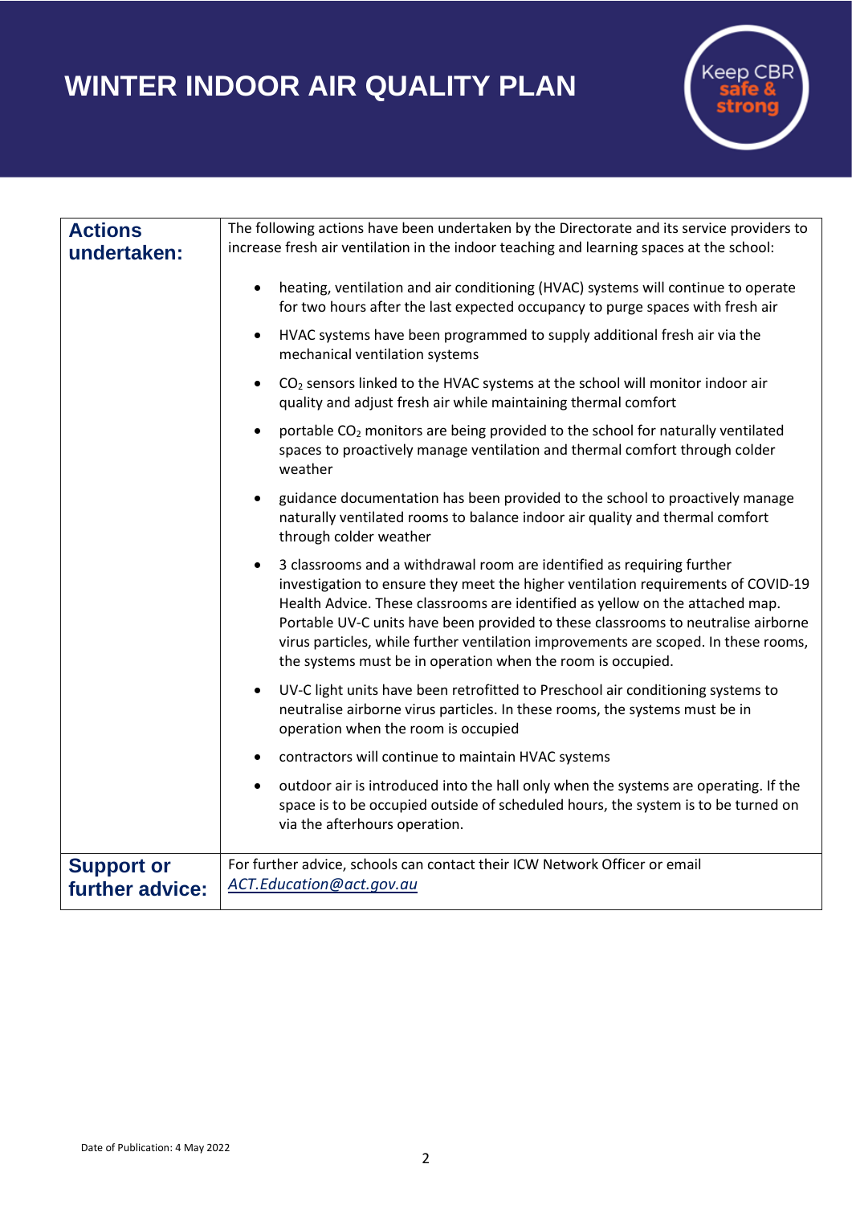# WINTER INDOOR AIR QUALITY PLAN

| | |
|---|---|
| **Actions undertaken:** | The following actions have been undertaken by the Directorate and its service providers to increase fresh air ventilation in the indoor teaching and learning spaces at the school:<br><br>• heating, ventilation and air conditioning (HVAC) systems will continue to operate for two hours after the last expected occupancy to purge spaces with fresh air<br>• HVAC systems have been programmed to supply additional fresh air via the mechanical ventilation systems<br>• $CO_2$ sensors linked to the HVAC systems at the school will monitor indoor air quality and adjust fresh air while maintaining thermal comfort<br>• portable $CO_2$ monitors are being provided to the school for naturally ventilated spaces to proactively manage ventilation and thermal comfort through colder weather<br>• guidance documentation has been provided to the school to proactively manage naturally ventilated rooms to balance indoor air quality and thermal comfort through colder weather<br>• 3 classrooms and a withdrawal room are identified as requiring further investigation to ensure they meet the higher ventilation requirements of COVID-19 Health Advice. These classrooms are identified as yellow on the attached map. Portable UV-C units have been provided to these classrooms to neutralise airborne virus particles, while further ventilation improvements are scoped. In these rooms, the systems must be in operation when the room is occupied.<br>• UV-C light units have been retrofitted to Preschool air conditioning systems to neutralise airborne virus particles. In these rooms, the systems must be in operation when the room is occupied<br>• contractors will continue to maintain HVAC systems<br>• outdoor air is introduced into the hall only when the systems are operating. If the space is to be occupied outside of scheduled hours, the system is to be turned on via the afterhours operation. |
| **Support or further advice:** | For further advice, schools can contact their ICW Network Officer or email *ACT.Education@act.gov.au* |

Date of Publication: 4 May 2022